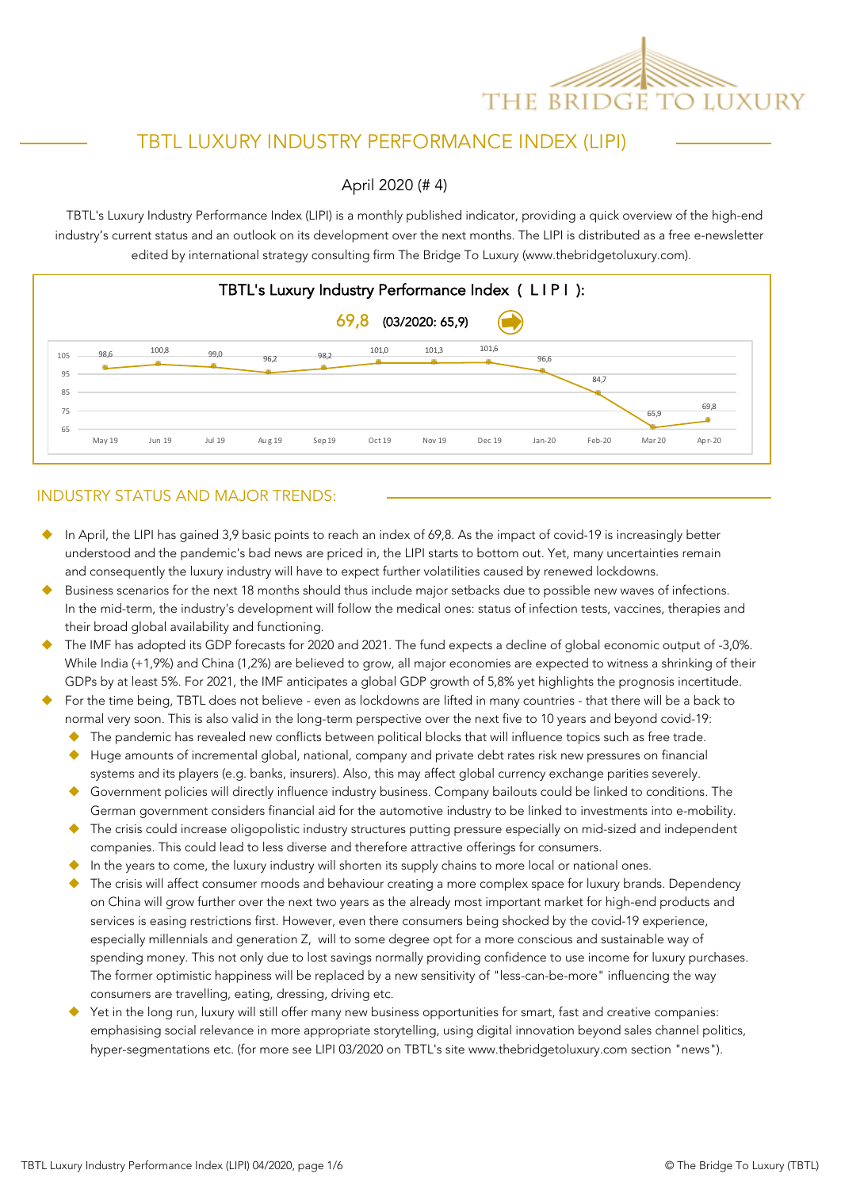# TBTL LUXURY INDUSTRY PERFORMANCE INDEX (LIPI)

April 2020 (# 4)

TBTL's Luxury Industry Performance Index (LIPI) is a monthly published indicator, providing a quick overview of the high-end industry's current status and an outlook on its development over the next months. The LIPI is distributed as a free e-newsletter edited by international strategy consulting firm The Bridge To Luxury (www.thebridgetoluxury.com).

## TBTL's Luxury Industry Performance Index ( L I P I ):

**69,8** (03/2020: 65,9)

| May 19 | Jun 19 | Jul 19 | Aug 19 | Sep 19 | Oct 19 | Nov 19 | Dec 19 | Jan-20 | Feb-20 | Mar 20 | Apr-20 |
|---|---|---|---|---|---|---|---|---|---|---|---|
| 98,6 | 100,8 | 99,0 | 96,2 | 98,2 | 101,0 | 101,3 | 101,6 | 96,6 | 84,7 | 65,9 | 69,8 |

## INDUSTRY STATUS AND MAJOR TRENDS:

- In April, the LIPI has gained 3,9 basic points to reach an index of 69,8. As the impact of covid-19 is increasingly better understood and the pandemic's bad news are priced in, the LIPI starts to bottom out. Yet, many uncertainties remain and consequently the luxury industry will have to expect further volatilities caused by renewed lockdowns.
- Business scenarios for the next 18 months should thus include major setbacks due to possible new waves of infections. In the mid-term, the industry's development will follow the medical ones: status of infection tests, vaccines, therapies and their broad global availability and functioning.
- The IMF has adopted its GDP forecasts for 2020 and 2021. The fund expects a decline of global economic output of -3,0%. While India (+1,9%) and China (1,2%) are believed to grow, all major economies are expected to witness a shrinking of their GDPs by at least 5%. For 2021, the IMF anticipates a global GDP growth of 5,8% yet highlights the prognosis incertitude.
- For the time being, TBTL does not believe - even as lockdowns are lifted in many countries - that there will be a back to normal very soon. This is also valid in the long-term perspective over the next five to 10 years and beyond covid-19:
  - The pandemic has revealed new conflicts between political blocks that will influence topics such as free trade.
  - Huge amounts of incremental global, national, company and private debt rates risk new pressures on financial systems and its players (e.g. banks, insurers). Also, this may affect global currency exchange parities severely.
  - Government policies will directly influence industry business. Company bailouts could be linked to conditions. The German government considers financial aid for the automotive industry to be linked to investments into e-mobility.
  - The crisis could increase oligopolistic industry structures putting pressure especially on mid-sized and independent companies. This could lead to less diverse and therefore attractive offerings for consumers.
  - In the years to come, the luxury industry will shorten its supply chains to more local or national ones.
  - The crisis will affect consumer moods and behaviour creating a more complex space for luxury brands. Dependency on China will grow further over the next two years as the already most important market for high-end products and services is easing restrictions first. However, even there consumers being shocked by the covid-19 experience, especially millennials and generation Z, will to some degree opt for a more conscious and sustainable way of spending money. This not only due to lost savings normally providing confidence to use income for luxury purchases. The former optimistic happiness will be replaced by a new sensitivity of "less-can-be-more" influencing the way consumers are travelling, eating, dressing, driving etc.
  - Yet in the long run, luxury will still offer many new business opportunities for smart, fast and creative companies: emphasising social relevance in more appropriate storytelling, using digital innovation beyond sales channel politics, hyper-segmentations etc. (for more see LIPI 03/2020 on TBTL's site www.thebridgetoluxury.com section "news").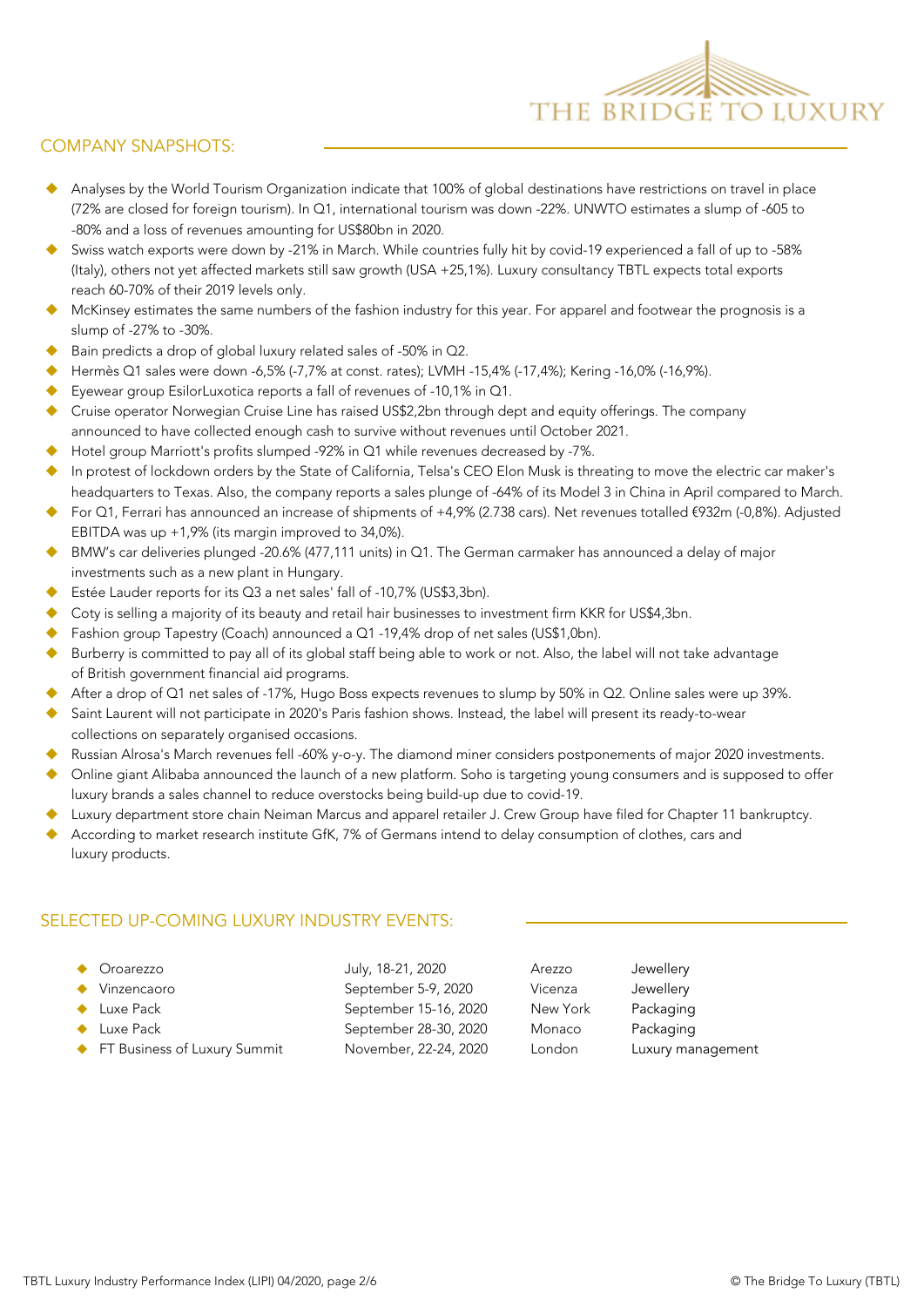## COMPANY SNAPSHOTS:

- Analyses by the World Tourism Organization indicate that 100% of global destinations have restrictions on travel in place (72% are closed for foreign tourism). In Q1, international tourism was down -22%. UNWTO estimates a slump of -605 to -80% and a loss of revenues amounting for US$80bn in 2020.
- Swiss watch exports were down by -21% in March. While countries fully hit by covid-19 experienced a fall of up to -58% (Italy), others not yet affected markets still saw growth (USA +25,1%). Luxury consultancy TBTL expects total exports reach 60-70% of their 2019 levels only.
- McKinsey estimates the same numbers of the fashion industry for this year. For apparel and footwear the prognosis is a slump of -27% to -30%.
- Bain predicts a drop of global luxury related sales of -50% in Q2.
- Hermès Q1 sales were down -6,5% (-7,7% at const. rates); LVMH -15,4% (-17,4%); Kering -16,0% (-16,9%).
- Eyewear group EsilorLuxotica reports a fall of revenues of -10,1% in Q1.
- Cruise operator Norwegian Cruise Line has raised US$2,2bn through dept and equity offerings. The company announced to have collected enough cash to survive without revenues until October 2021.
- Hotel group Marriott's profits slumped -92% in Q1 while revenues decreased by -7%.
- In protest of lockdown orders by the State of California, Telsa's CEO Elon Musk is threating to move the electric car maker's headquarters to Texas. Also, the company reports a sales plunge of -64% of its Model 3 in China in April compared to March.
- For Q1, Ferrari has announced an increase of shipments of +4,9% (2.738 cars). Net revenues totalled €932m (-0,8%). Adjusted EBITDA was up +1,9% (its margin improved to 34,0%).
- BMW's car deliveries plunged -20.6% (477,111 units) in Q1. The German carmaker has announced a delay of major investments such as a new plant in Hungary.
- Estée Lauder reports for its Q3 a net sales' fall of -10,7% (US$3,3bn).
- Coty is selling a majority of its beauty and retail hair businesses to investment firm KKR for US$4,3bn.
- Fashion group Tapestry (Coach) announced a Q1 -19,4% drop of net sales (US$1,0bn).
- Burberry is committed to pay all of its global staff being able to work or not. Also, the label will not take advantage of British government financial aid programs.
- After a drop of Q1 net sales of -17%, Hugo Boss expects revenues to slump by 50% in Q2. Online sales were up 39%.
- Saint Laurent will not participate in 2020's Paris fashion shows. Instead, the label will present its ready-to-wear collections on separately organised occasions.
- Russian Alrosa's March revenues fell -60% y-o-y. The diamond miner considers postponements of major 2020 investments.
- Online giant Alibaba announced the launch of a new platform. Soho is targeting young consumers and is supposed to offer luxury brands a sales channel to reduce overstocks being build-up due to covid-19.
- Luxury department store chain Neiman Marcus and apparel retailer J. Crew Group have filed for Chapter 11 bankruptcy.
- According to market research institute GfK, 7% of Germans intend to delay consumption of clothes, cars and luxury products.

## SELECTED UP-COMING LUXURY INDUSTRY EVENTS:

| Event | Date | Location | Sector |
|---|---|---|---|
| Oroarezzo | July, 18-21, 2020 | Arezzo | Jewellery |
| Vinzencaoro | September 5-9, 2020 | Vicenza | Jewellery |
| Luxe Pack | September 15-16, 2020 | New York | Packaging |
| Luxe Pack | September 28-30, 2020 | Monaco | Packaging |
| FT Business of Luxury Summit | November, 22-24, 2020 | London | Luxury management |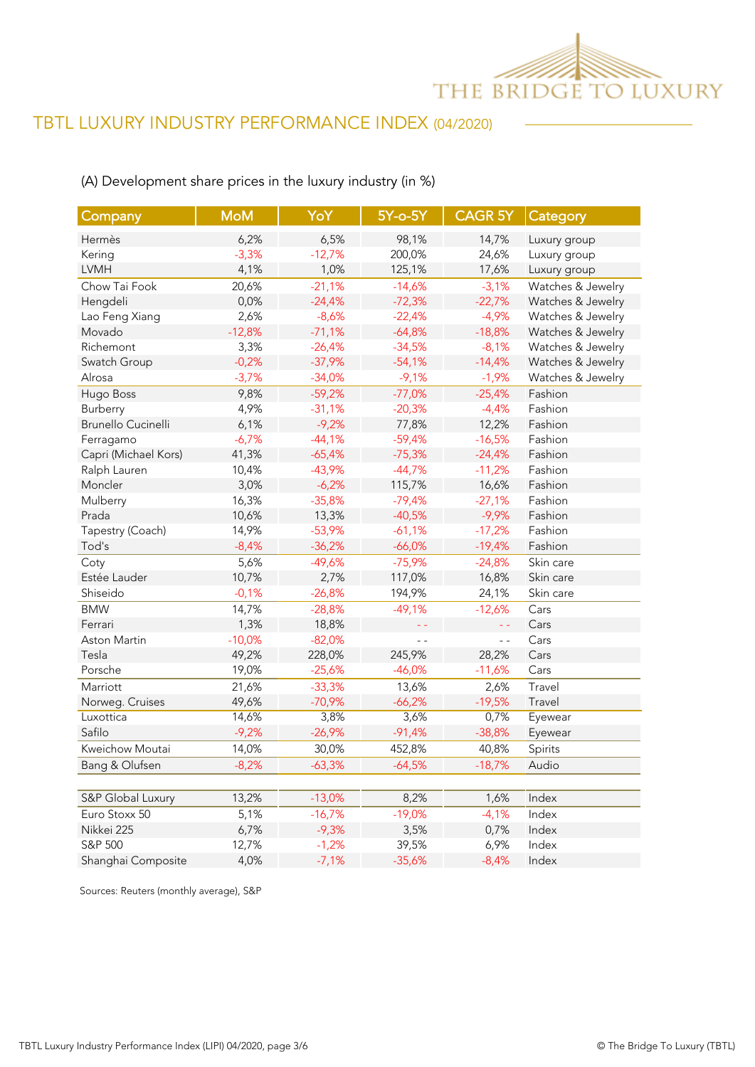# TBTL LUXURY INDUSTRY PERFORMANCE INDEX (04/2020)

(A) Development share prices in the luxury industry (in %)

| Company | MoM | YoY | 5Y-o-5Y | CAGR 5Y | Category |
|---|---|---|---|---|---|
| Hermès | 6,2% | 6,5% | 98,1% | 14,7% | Luxury group |
| Kering | -3,3% | -12,7% | 200,0% | 24,6% | Luxury group |
| LVMH | 4,1% | 1,0% | 125,1% | 17,6% | Luxury group |
| Chow Tai Fook | 20,6% | -21,1% | -14,6% | -3,1% | Watches & Jewelry |
| Hengdeli | 0,0% | -24,4% | -72,3% | -22,7% | Watches & Jewelry |
| Lao Feng Xiang | 2,6% | -8,6% | -22,4% | -4,9% | Watches & Jewelry |
| Movado | -12,8% | -71,1% | -64,8% | -18,8% | Watches & Jewelry |
| Richemont | 3,3% | -26,4% | -34,5% | -8,1% | Watches & Jewelry |
| Swatch Group | -0,2% | -37,9% | -54,1% | -14,4% | Watches & Jewelry |
| Alrosa | -3,7% | -34,0% | -9,1% | -1,9% | Watches & Jewelry |
| Hugo Boss | 9,8% | -59,2% | -77,0% | -25,4% | Fashion |
| Burberry | 4,9% | -31,1% | -20,3% | -4,4% | Fashion |
| Brunello Cucinelli | 6,1% | -9,2% | 77,8% | 12,2% | Fashion |
| Ferragamo | -6,7% | -44,1% | -59,4% | -16,5% | Fashion |
| Capri (Michael Kors) | 41,3% | -65,4% | -75,3% | -24,4% | Fashion |
| Ralph Lauren | 10,4% | -43,9% | -44,7% | -11,2% | Fashion |
| Moncler | 3,0% | -6,2% | 115,7% | 16,6% | Fashion |
| Mulberry | 16,3% | -35,8% | -79,4% | -27,1% | Fashion |
| Prada | 10,6% | 13,3% | -40,5% | -9,9% | Fashion |
| Tapestry (Coach) | 14,9% | -53,9% | -61,1% | -17,2% | Fashion |
| Tod's | -8,4% | -36,2% | -66,0% | -19,4% | Fashion |
| Coty | 5,6% | -49,6% | -75,9% | -24,8% | Skin care |
| Estée Lauder | 10,7% | 2,7% | 117,0% | 16,8% | Skin care |
| Shiseido | -0,1% | -26,8% | 194,9% | 24,1% | Skin care |
| BMW | 14,7% | -28,8% | -49,1% | -12,6% | Cars |
| Ferrari | 1,3% | 18,8% | - - | - - | Cars |
| Aston Martin | -10,0% | -82,0% | - - | - - | Cars |
| Tesla | 49,2% | 228,0% | 245,9% | 28,2% | Cars |
| Porsche | 19,0% | -25,6% | -46,0% | -11,6% | Cars |
| Marriott | 21,6% | -33,3% | 13,6% | 2,6% | Travel |
| Norweg. Cruises | 49,6% | -70,9% | -66,2% | -19,5% | Travel |
| Luxottica | 14,6% | 3,8% | 3,6% | 0,7% | Eyewear |
| Safilo | -9,2% | -26,9% | -91,4% | -38,8% | Eyewear |
| Kweichow Moutai | 14,0% | 30,0% | 452,8% | 40,8% | Spirits |
| Bang & Olufsen | -8,2% | -63,3% | -64,5% | -18,7% | Audio |
| | | | | | |
| S&P Global Luxury | 13,2% | -13,0% | 8,2% | 1,6% | Index |
| Euro Stoxx 50 | 5,1% | -16,7% | -19,0% | -4,1% | Index |
| Nikkei 225 | 6,7% | -9,3% | 3,5% | 0,7% | Index |
| S&P 500 | 12,7% | -1,2% | 39,5% | 6,9% | Index |
| Shanghai Composite | 4,0% | -7,1% | -35,6% | -8,4% | Index |

Sources: Reuters (monthly average), S&P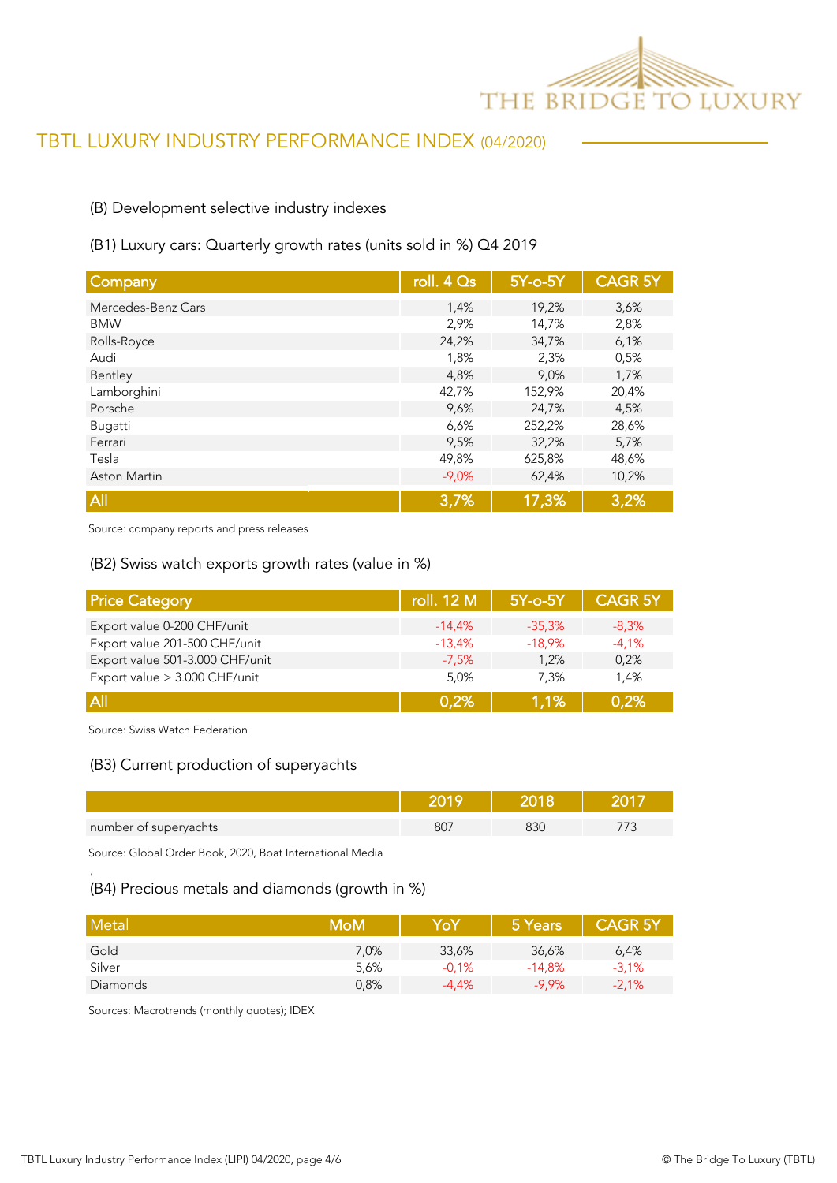# TBTL LUXURY INDUSTRY PERFORMANCE INDEX (04/2020)

## (B) Development selective industry indexes

### (B1) Luxury cars: Quarterly growth rates (units sold in %) Q4 2019

| Company | roll. 4 Qs | 5Y-o-5Y | CAGR 5Y |
|---|---|---|---|
| Mercedes-Benz Cars | 1,4% | 19,2% | 3,6% |
| BMW | 2,9% | 14,7% | 2,8% |
| Rolls-Royce | 24,2% | 34,7% | 6,1% |
| Audi | 1,8% | 2,3% | 0,5% |
| Bentley | 4,8% | 9,0% | 1,7% |
| Lamborghini | 42,7% | 152,9% | 20,4% |
| Porsche | 9,6% | 24,7% | 4,5% |
| Bugatti | 6,6% | 252,2% | 28,6% |
| Ferrari | 9,5% | 32,2% | 5,7% |
| Tesla | 49,8% | 625,8% | 48,6% |
| Aston Martin | -9,0% | 62,4% | 10,2% |
| **All** | **3,7%** | **17,3%** | **3,2%** |

Source: company reports and press releases

### (B2) Swiss watch exports growth rates (value in %)

| Price Category | roll. 12 M | 5Y-o-5Y | CAGR 5Y |
|---|---|---|---|
| Export value 0-200 CHF/unit | -14,4% | -35,3% | -8,3% |
| Export value 201-500 CHF/unit | -13,4% | -18,9% | -4,1% |
| Export value 501-3.000 CHF/unit | -7,5% | 1,2% | 0,2% |
| Export value > 3.000 CHF/unit | 5,0% | 7,3% | 1,4% |
| **All** | **0,2%** | **1,1%** | **0,2%** |

Source: Swiss Watch Federation

### (B3) Current production of superyachts

| | 2019 | 2018 | 2017 |
|---|---|---|---|
| number of superyachts | 807 | 830 | 773 |

Source: Global Order Book, 2020, Boat International Media

### (B4) Precious metals and diamonds (growth in %)

| Metal | MoM | YoY | 5 Years | CAGR 5Y |
|---|---|---|---|---|
| Gold | 7,0% | 33,6% | 36,6% | 6,4% |
| Silver | 5,6% | -0,1% | -14,8% | -3,1% |
| Diamonds | 0,8% | -4,4% | -9,9% | -2,1% |

Sources: Macrotrends (monthly quotes); IDEX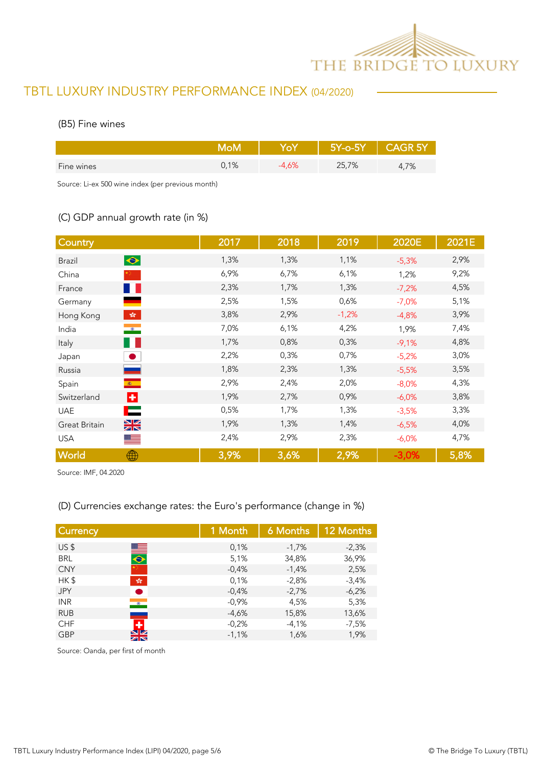## TBTL LUXURY INDUSTRY PERFORMANCE INDEX (04/2020)

### (B5) Fine wines

| | MoM | YoY | 5Y-o-5Y | CAGR 5Y |
|---|---|---|---|---|
| Fine wines | 0,1% | -4,6% | 25,7% | 4,7% |

Source: Li-ex 500 wine index (per previous month)

### (C) GDP annual growth rate (in %)

| Country | 2017 | 2018 | 2019 | 2020E | 2021E |
|---|---|---|---|---|---|
| Brazil | 1,3% | 1,3% | 1,1% | -5,3% | 2,9% |
| China | 6,9% | 6,7% | 6,1% | 1,2% | 9,2% |
| France | 2,3% | 1,7% | 1,3% | -7,2% | 4,5% |
| Germany | 2,5% | 1,5% | 0,6% | -7,0% | 5,1% |
| Hong Kong | 3,8% | 2,9% | -1,2% | -4,8% | 3,9% |
| India | 7,0% | 6,1% | 4,2% | 1,9% | 7,4% |
| Italy | 1,7% | 0,8% | 0,3% | -9,1% | 4,8% |
| Japan | 2,2% | 0,3% | 0,7% | -5,2% | 3,0% |
| Russia | 1,8% | 2,3% | 1,3% | -5,5% | 3,5% |
| Spain | 2,9% | 2,4% | 2,0% | -8,0% | 4,3% |
| Switzerland | 1,9% | 2,7% | 0,9% | -6,0% | 3,8% |
| UAE | 0,5% | 1,7% | 1,3% | -3,5% | 3,3% |
| Great Britain | 1,9% | 1,3% | 1,4% | -6,5% | 4,0% |
| USA | 2,4% | 2,9% | 2,3% | -6,0% | 4,7% |
| **World** | **3,9%** | **3,6%** | **2,9%** | **-3,0%** | **5,8%** |

Source: IMF, 04.2020

### (D) Currencies exchange rates: the Euro's performance (change in %)

| Currency | 1 Month | 6 Months | 12 Months |
|---|---|---|---|
| US $ | 0,1% | -1,7% | -2,3% |
| BRL | 5,1% | 34,8% | 36,9% |
| CNY | -0,4% | -1,4% | 2,5% |
| HK $ | 0,1% | -2,8% | -3,4% |
| JPY | -0,4% | -2,7% | -6,2% |
| INR | -0,9% | 4,5% | 5,3% |
| RUB | -4,6% | 15,8% | 13,6% |
| CHF | -0,2% | -4,1% | -7,5% |
| GBP | -1,1% | 1,6% | 1,9% |

Source: Oanda, per first of month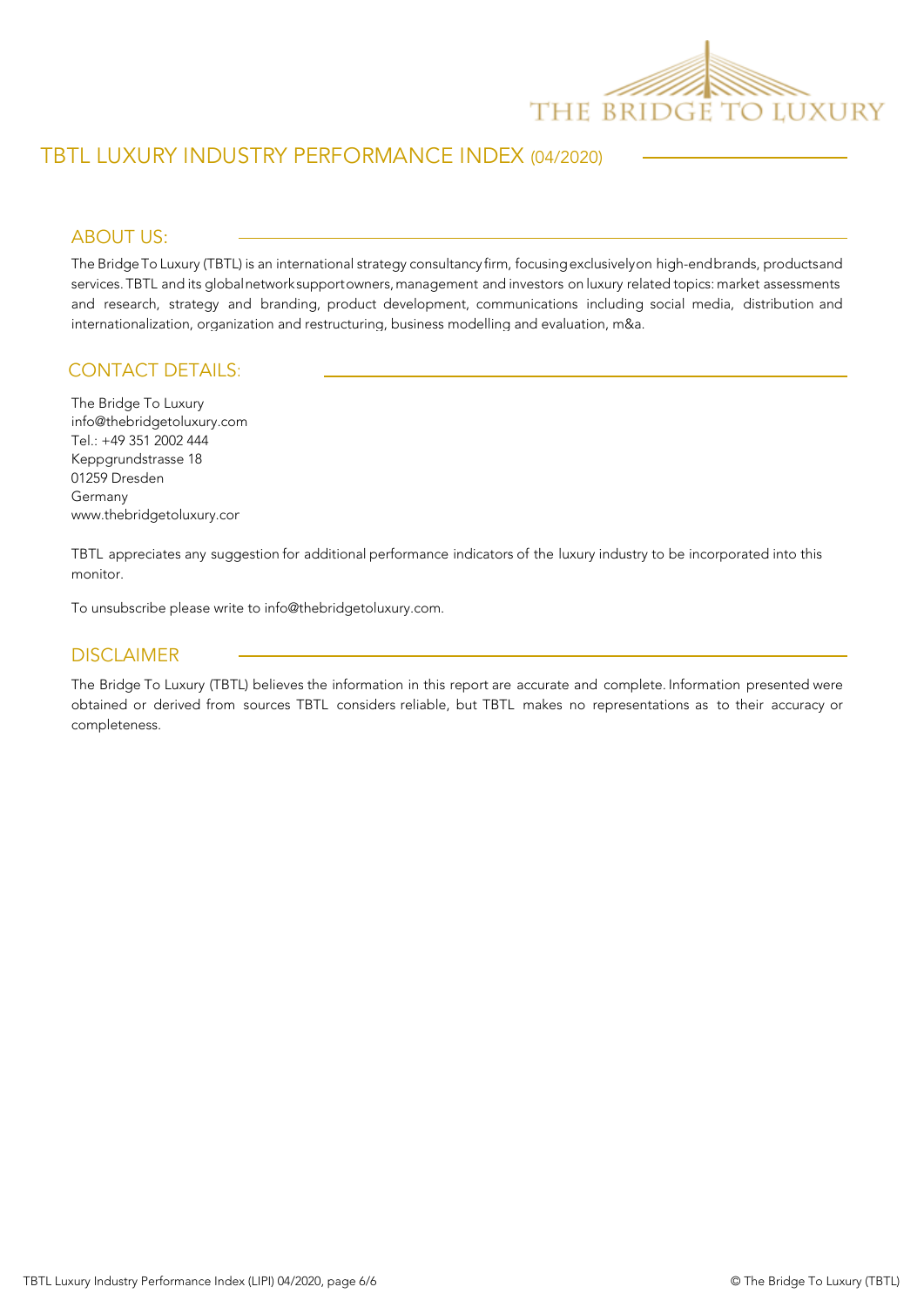# TBTL LUXURY INDUSTRY PERFORMANCE INDEX (04/2020)

## ABOUT US:

The Bridge To Luxury (TBTL) is an international strategy consultancy firm, focusing exclusively on high-end brands, products and services. TBTL and its global network support owners, management and investors on luxury related topics: market assessments and research, strategy and branding, product development, communications including social media, distribution and internationalization, organization and restructuring, business modelling and evaluation, m&a.

## CONTACT DETAILS:

The Bridge To Luxury
info@thebridgetoluxury.com
Tel.: +49 351 2002 444
Keppgrundstrasse 18
01259 Dresden
Germany
www.thebridgetoluxury.cor

TBTL appreciates any suggestion for additional performance indicators of the luxury industry to be incorporated into this monitor.

To unsubscribe please write to info@thebridgetoluxury.com.

## DISCLAIMER

The Bridge To Luxury (TBTL) believes the information in this report are accurate and complete. Information presented were obtained or derived from sources TBTL considers reliable, but TBTL makes no representations as to their accuracy or completeness.